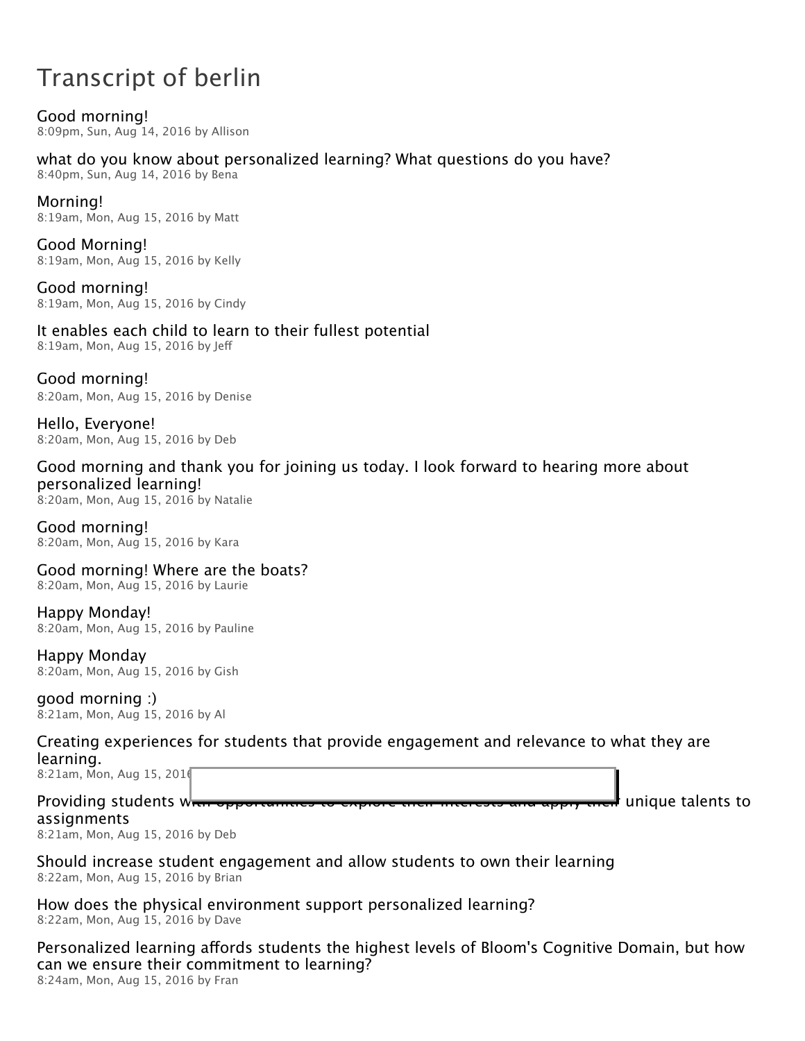# Transcript of berlin

Good morning!
8:09pm, Sun, Aug 14, 2016 by Allison

what do you know about personalized learning? What questions do you have?
8:40pm, Sun, Aug 14, 2016 by Bena

Morning!
8:19am, Mon, Aug 15, 2016 by Matt

Good Morning!
8:19am, Mon, Aug 15, 2016 by Kelly

Good morning!
8:19am, Mon, Aug 15, 2016 by Cindy

It enables each child to learn to their fullest potential
8:19am, Mon, Aug 15, 2016 by Jeff

Good morning!
8:20am, Mon, Aug 15, 2016 by Denise

Hello, Everyone!
8:20am, Mon, Aug 15, 2016 by Deb

Good morning and thank you for joining us today. I look forward to hearing more about personalized learning!
8:20am, Mon, Aug 15, 2016 by Natalie

Good morning!
8:20am, Mon, Aug 15, 2016 by Kara

Good morning! Where are the boats?
8:20am, Mon, Aug 15, 2016 by Laurie

Happy Monday!
8:20am, Mon, Aug 15, 2016 by Pauline

Happy Monday
8:20am, Mon, Aug 15, 2016 by Gish

good morning :)
8:21am, Mon, Aug 15, 2016 by Al

Creating experiences for students that provide engagement and relevance to what they are learning.
8:21am, Mon, Aug 15, 2016

Providing students with opportunities to explore their interests and apply their unique talents to assignments
8:21am, Mon, Aug 15, 2016 by Deb

Should increase student engagement and allow students to own their learning
8:22am, Mon, Aug 15, 2016 by Brian

How does the physical environment support personalized learning?
8:22am, Mon, Aug 15, 2016 by Dave

Personalized learning affords students the highest levels of Bloom's Cognitive Domain, but how can we ensure their commitment to learning?
8:24am, Mon, Aug 15, 2016 by Fran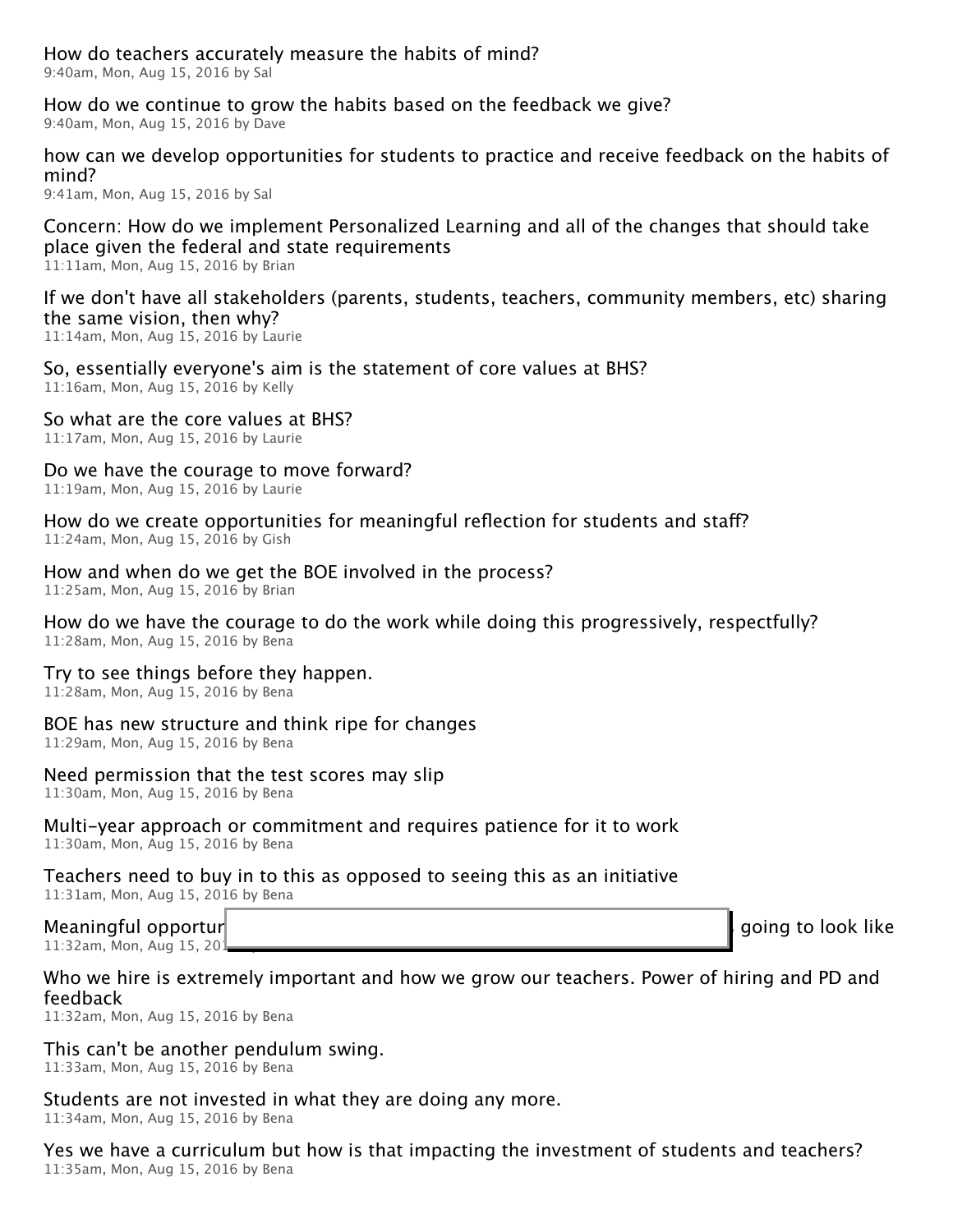How do teachers accurately measure the habits of mind?
9:40am, Mon, Aug 15, 2016 by Sal

How do we continue to grow the habits based on the feedback we give?
9:40am, Mon, Aug 15, 2016 by Dave

how can we develop opportunities for students to practice and receive feedback on the habits of mind?
9:41am, Mon, Aug 15, 2016 by Sal

Concern: How do we implement Personalized Learning and all of the changes that should take place given the federal and state requirements
11:11am, Mon, Aug 15, 2016 by Brian

If we don't have all stakeholders (parents, students, teachers, community members, etc) sharing the same vision, then why?
11:14am, Mon, Aug 15, 2016 by Laurie

So, essentially everyone's aim is the statement of core values at BHS?
11:16am, Mon, Aug 15, 2016 by Kelly

So what are the core values at BHS?
11:17am, Mon, Aug 15, 2016 by Laurie

Do we have the courage to move forward?
11:19am, Mon, Aug 15, 2016 by Laurie

How do we create opportunities for meaningful reflection for students and staff?
11:24am, Mon, Aug 15, 2016 by Gish

How and when do we get the BOE involved in the process?
11:25am, Mon, Aug 15, 2016 by Brian

How do we have the courage to do the work while doing this progressively, respectfully?
11:28am, Mon, Aug 15, 2016 by Bena

Try to see things before they happen.
11:28am, Mon, Aug 15, 2016 by Bena

BOE has new structure and think ripe for changes
11:29am, Mon, Aug 15, 2016 by Bena

Need permission that the test scores may slip
11:30am, Mon, Aug 15, 2016 by Bena

Multi-year approach or commitment and requires patience for it to work
11:30am, Mon, Aug 15, 2016 by Bena

Teachers need to buy in to this as opposed to seeing this as an initiative
11:31am, Mon, Aug 15, 2016 by Bena

Meaningful opportur going to look like
11:32am, Mon, Aug 15, 201

Who we hire is extremely important and how we grow our teachers. Power of hiring and PD and feedback
11:32am, Mon, Aug 15, 2016 by Bena

This can't be another pendulum swing.
11:33am, Mon, Aug 15, 2016 by Bena

Students are not invested in what they are doing any more.
11:34am, Mon, Aug 15, 2016 by Bena

Yes we have a curriculum but how is that impacting the investment of students and teachers?
11:35am, Mon, Aug 15, 2016 by Bena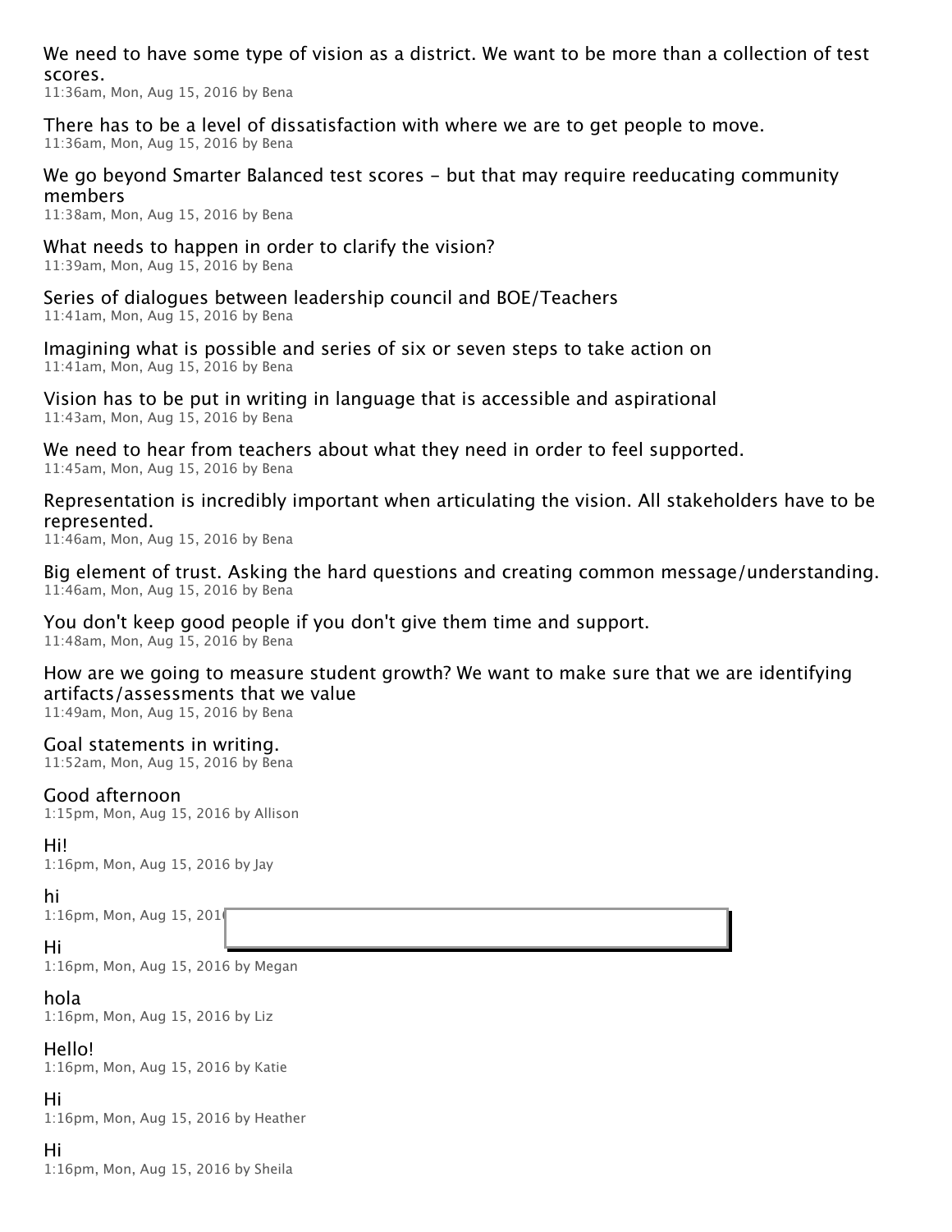We need to have some type of vision as a district. We want to be more than a collection of test scores.
11:36am, Mon, Aug 15, 2016 by Bena

There has to be a level of dissatisfaction with where we are to get people to move.
11:36am, Mon, Aug 15, 2016 by Bena

We go beyond Smarter Balanced test scores - but that may require reeducating community members
11:38am, Mon, Aug 15, 2016 by Bena

What needs to happen in order to clarify the vision?
11:39am, Mon, Aug 15, 2016 by Bena

Series of dialogues between leadership council and BOE/Teachers
11:41am, Mon, Aug 15, 2016 by Bena

Imagining what is possible and series of six or seven steps to take action on
11:41am, Mon, Aug 15, 2016 by Bena

Vision has to be put in writing in language that is accessible and aspirational
11:43am, Mon, Aug 15, 2016 by Bena

We need to hear from teachers about what they need in order to feel supported.
11:45am, Mon, Aug 15, 2016 by Bena

Representation is incredibly important when articulating the vision. All stakeholders have to be represented.
11:46am, Mon, Aug 15, 2016 by Bena

Big element of trust. Asking the hard questions and creating common message/understanding.
11:46am, Mon, Aug 15, 2016 by Bena

You don't keep good people if you don't give them time and support.
11:48am, Mon, Aug 15, 2016 by Bena

How are we going to measure student growth? We want to make sure that we are identifying artifacts/assessments that we value
11:49am, Mon, Aug 15, 2016 by Bena

Goal statements in writing.
11:52am, Mon, Aug 15, 2016 by Bena

Good afternoon
1:15pm, Mon, Aug 15, 2016 by Allison

Hi!
1:16pm, Mon, Aug 15, 2016 by Jay

hi
1:16pm, Mon, Aug 15, 201

Hi
1:16pm, Mon, Aug 15, 2016 by Megan

hola
1:16pm, Mon, Aug 15, 2016 by Liz

Hello!
1:16pm, Mon, Aug 15, 2016 by Katie

Hi
1:16pm, Mon, Aug 15, 2016 by Heather

Hi
1:16pm, Mon, Aug 15, 2016 by Sheila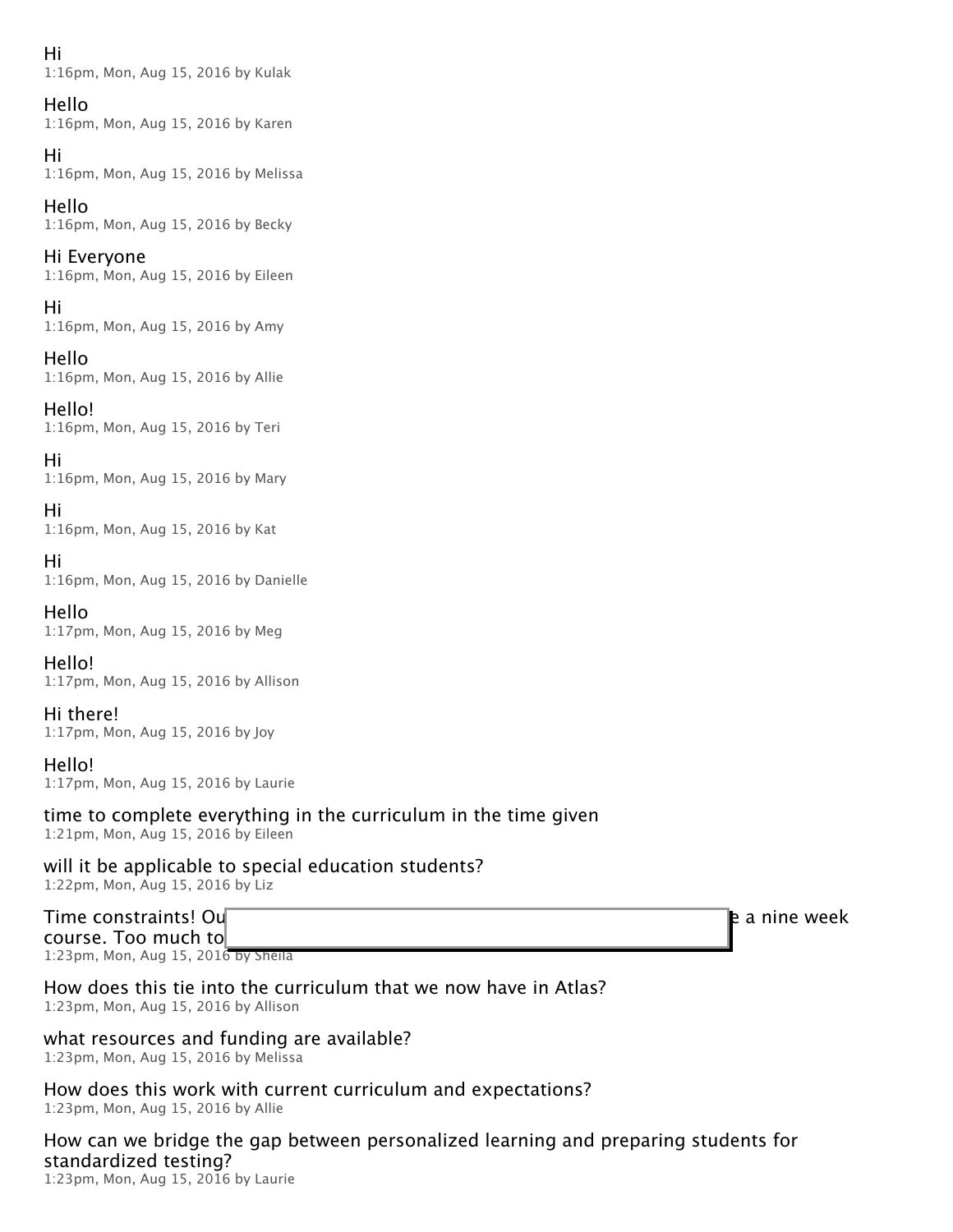Hi
1:16pm, Mon, Aug 15, 2016 by Kulak

Hello
1:16pm, Mon, Aug 15, 2016 by Karen

Hi
1:16pm, Mon, Aug 15, 2016 by Melissa

Hello
1:16pm, Mon, Aug 15, 2016 by Becky

Hi Everyone
1:16pm, Mon, Aug 15, 2016 by Eileen

Hi
1:16pm, Mon, Aug 15, 2016 by Amy

Hello
1:16pm, Mon, Aug 15, 2016 by Allie

Hello!
1:16pm, Mon, Aug 15, 2016 by Teri

Hi
1:16pm, Mon, Aug 15, 2016 by Mary

Hi
1:16pm, Mon, Aug 15, 2016 by Kat

Hi
1:16pm, Mon, Aug 15, 2016 by Danielle

Hello
1:17pm, Mon, Aug 15, 2016 by Meg

Hello!
1:17pm, Mon, Aug 15, 2016 by Allison

Hi there!
1:17pm, Mon, Aug 15, 2016 by Joy

Hello!
1:17pm, Mon, Aug 15, 2016 by Laurie

time to complete everything in the curriculum in the time given
1:21pm, Mon, Aug 15, 2016 by Eileen

will it be applicable to special education students?
1:22pm, Mon, Aug 15, 2016 by Liz

Time constraints! Ou e a nine week course. Too much to
1:23pm, Mon, Aug 15, 2016 by Sheila

How does this tie into the curriculum that we now have in Atlas?
1:23pm, Mon, Aug 15, 2016 by Allison

what resources and funding are available?
1:23pm, Mon, Aug 15, 2016 by Melissa

How does this work with current curriculum and expectations?
1:23pm, Mon, Aug 15, 2016 by Allie

How can we bridge the gap between personalized learning and preparing students for standardized testing?
1:23pm, Mon, Aug 15, 2016 by Laurie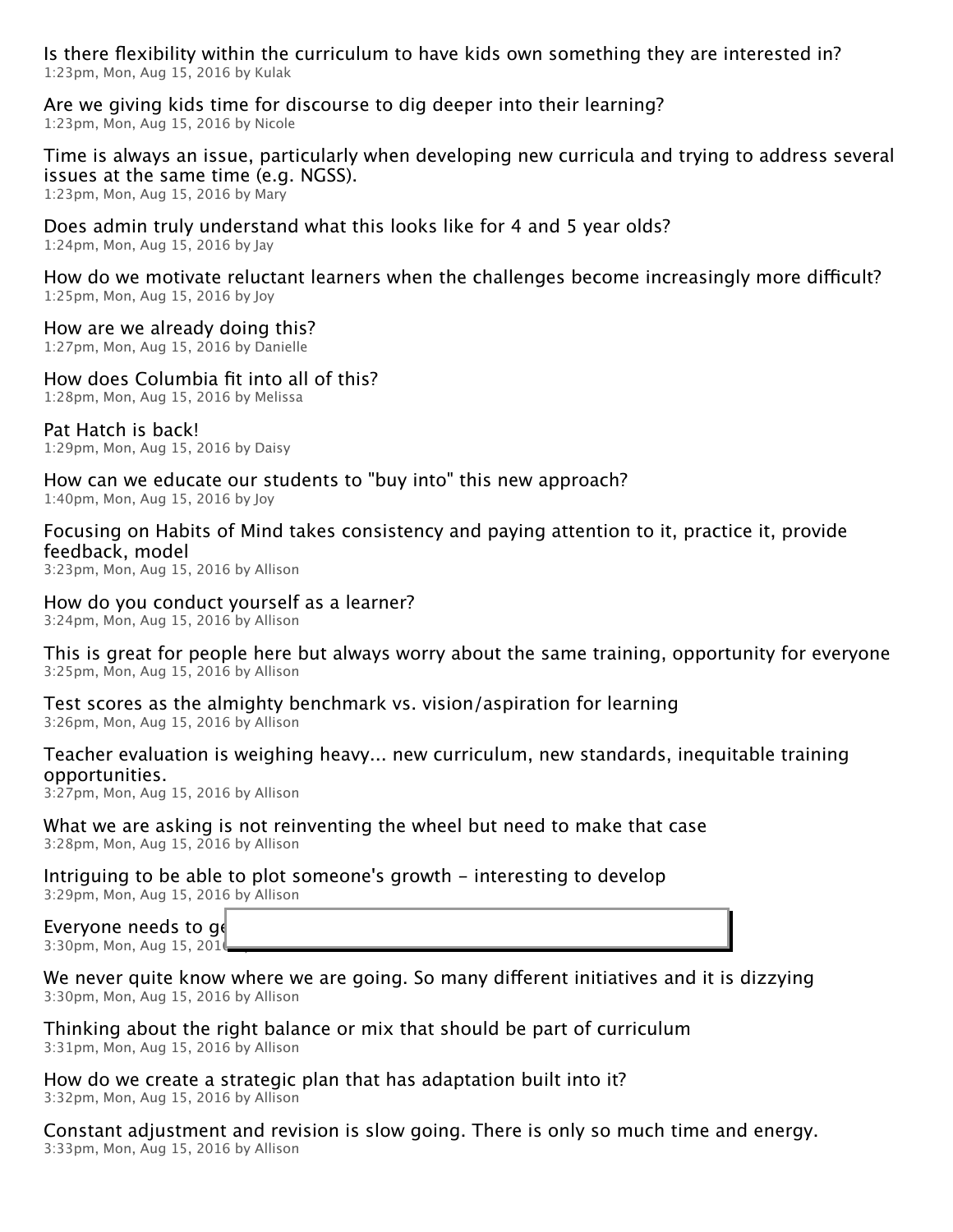Is there flexibility within the curriculum to have kids own something they are interested in?
1:23pm, Mon, Aug 15, 2016 by Kulak

Are we giving kids time for discourse to dig deeper into their learning?
1:23pm, Mon, Aug 15, 2016 by Nicole

Time is always an issue, particularly when developing new curricula and trying to address several issues at the same time (e.g. NGSS).
1:23pm, Mon, Aug 15, 2016 by Mary

Does admin truly understand what this looks like for 4 and 5 year olds?
1:24pm, Mon, Aug 15, 2016 by Jay

How do we motivate reluctant learners when the challenges become increasingly more difficult?
1:25pm, Mon, Aug 15, 2016 by Joy

How are we already doing this?
1:27pm, Mon, Aug 15, 2016 by Danielle

How does Columbia fit into all of this?
1:28pm, Mon, Aug 15, 2016 by Melissa

Pat Hatch is back!
1:29pm, Mon, Aug 15, 2016 by Daisy

How can we educate our students to "buy into" this new approach?
1:40pm, Mon, Aug 15, 2016 by Joy

Focusing on Habits of Mind takes consistency and paying attention to it, practice it, provide feedback, model
3:23pm, Mon, Aug 15, 2016 by Allison

How do you conduct yourself as a learner?
3:24pm, Mon, Aug 15, 2016 by Allison

This is great for people here but always worry about the same training, opportunity for everyone
3:25pm, Mon, Aug 15, 2016 by Allison

Test scores as the almighty benchmark vs. vision/aspiration for learning
3:26pm, Mon, Aug 15, 2016 by Allison

Teacher evaluation is weighing heavy... new curriculum, new standards, inequitable training opportunities.
3:27pm, Mon, Aug 15, 2016 by Allison

What we are asking is not reinventing the wheel but need to make that case
3:28pm, Mon, Aug 15, 2016 by Allison

Intriguing to be able to plot someone's growth - interesting to develop
3:29pm, Mon, Aug 15, 2016 by Allison

Everyone needs to ge
3:30pm, Mon, Aug 15, 2016

We never quite know where we are going. So many different initiatives and it is dizzying
3:30pm, Mon, Aug 15, 2016 by Allison

Thinking about the right balance or mix that should be part of curriculum
3:31pm, Mon, Aug 15, 2016 by Allison

How do we create a strategic plan that has adaptation built into it?
3:32pm, Mon, Aug 15, 2016 by Allison

Constant adjustment and revision is slow going. There is only so much time and energy.
3:33pm, Mon, Aug 15, 2016 by Allison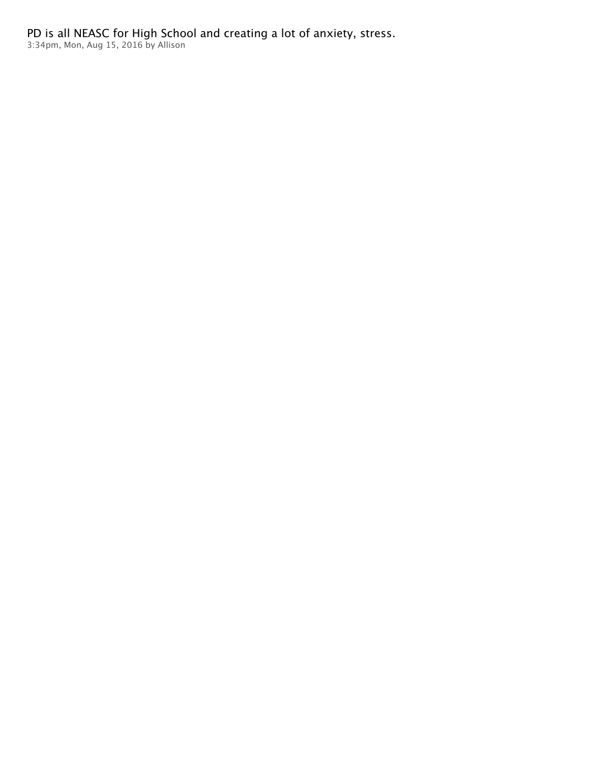PD is all NEASC for High School and creating a lot of anxiety, stress.

3:34pm, Mon, Aug 15, 2016 by Allison